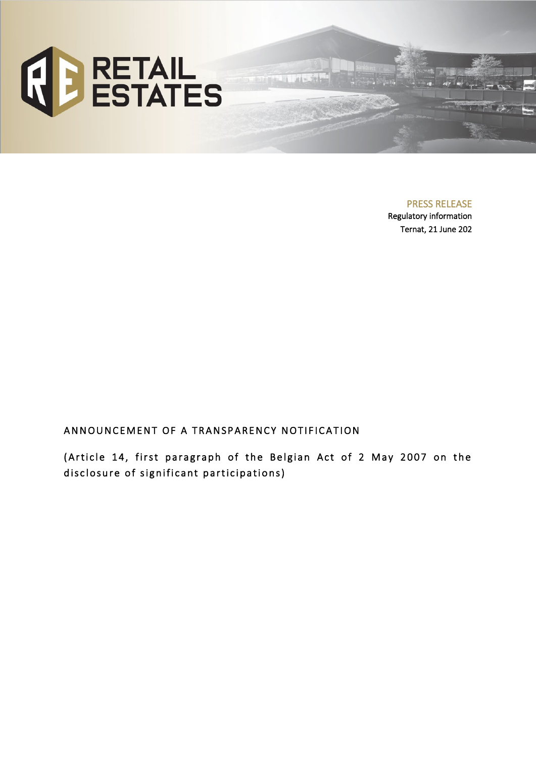RETAIL ESTATES

PRESS RELEASE
Regulatory information
Ternat, 21 June 202

# ANNOUNCEMENT OF A TRANSPARENCY NOTIFICATION

(Article 14, first paragraph of the Belgian Act of 2 May 2007 on the disclosure of significant participations)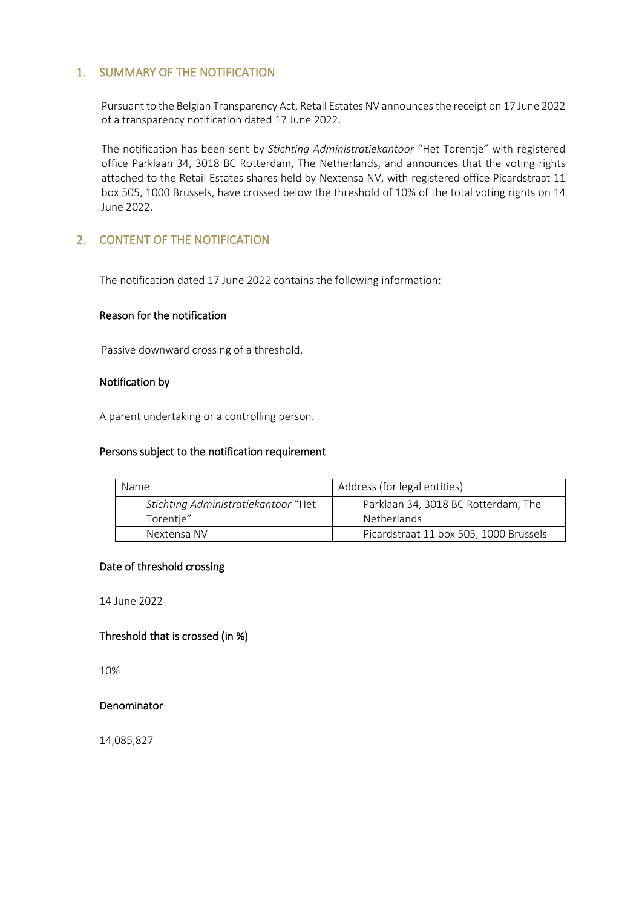## 1. SUMMARY OF THE NOTIFICATION

Pursuant to the Belgian Transparency Act, Retail Estates NV announces the receipt on 17 June 2022 of a transparency notification dated 17 June 2022.

The notification has been sent by *Stichting Administratiekantoor* "Het Torentje" with registered office Parklaan 34, 3018 BC Rotterdam, The Netherlands, and announces that the voting rights attached to the Retail Estates shares held by Nextensa NV, with registered office Picardstraat 11 box 505, 1000 Brussels, have crossed below the threshold of 10% of the total voting rights on 14 June 2022.

## 2. CONTENT OF THE NOTIFICATION

The notification dated 17 June 2022 contains the following information:

#### Reason for the notification

Passive downward crossing of a threshold.

#### Notification by

A parent undertaking or a controlling person.

#### Persons subject to the notification requirement

| Name | Address (for legal entities) |
|---|---|
| *Stichting Administratiekantoor* "Het Torentje" | Parklaan 34, 3018 BC Rotterdam, The Netherlands |
| Nextensa NV | Picardstraat 11 box 505, 1000 Brussels |

#### Date of threshold crossing

14 June 2022

#### Threshold that is crossed (in %)

10%

#### Denominator

14,085,827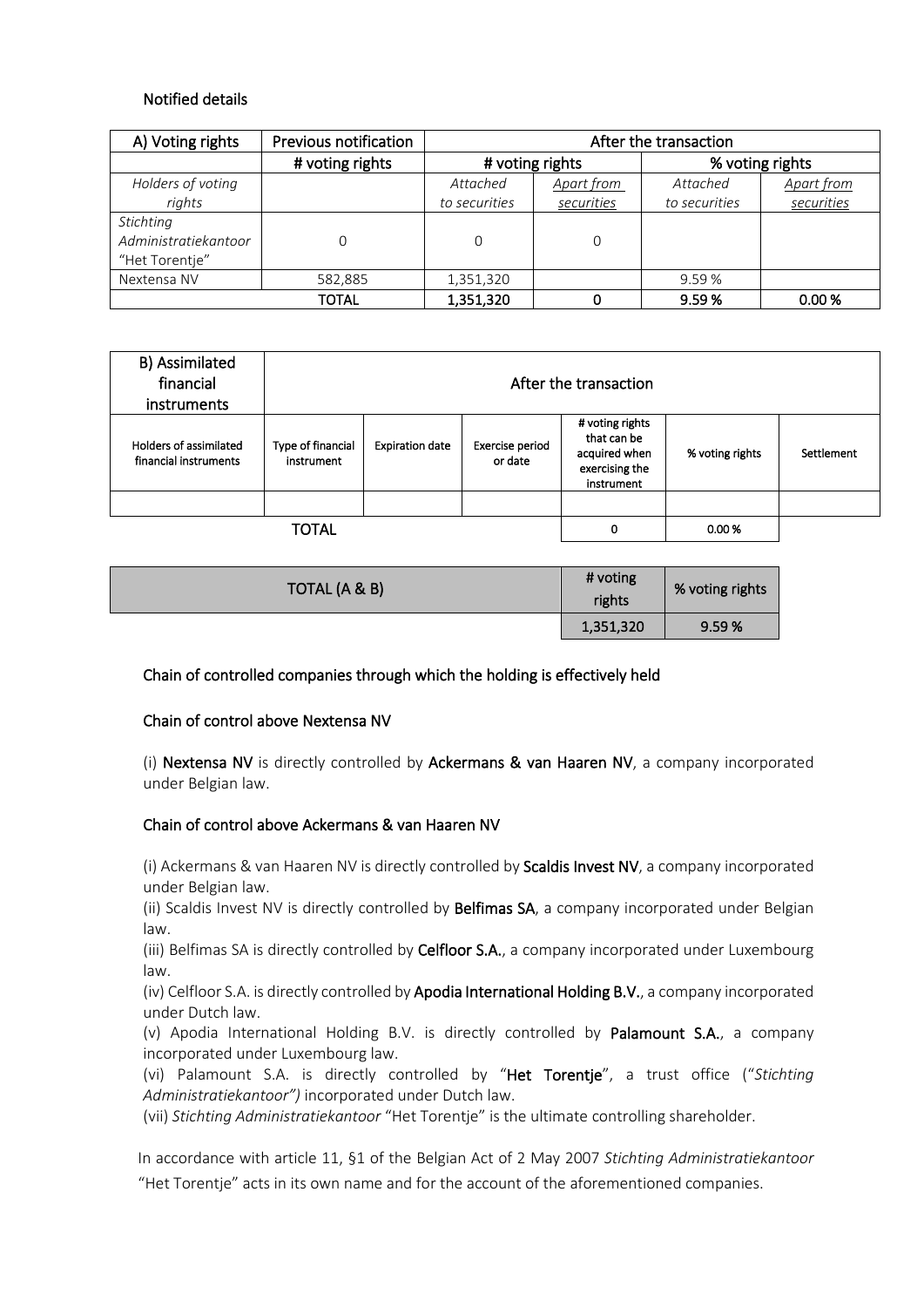### Notified details

| A) Voting rights | Previous notification | After the transaction | | | |
|---|---|---|---|---|---|
| | # voting rights | # voting rights | | % voting rights | |
| *Holders of voting rights* | | *Attached to securities* | *Apart from securities* | *Attached to securities* | *Apart from securities* |
| *Stichting Administratiekantoor "Het Torentje"* | 0 | 0 | 0 | | |
| Nextensa NV | 582,885 | 1,351,320 | | 9.59 % | |
| TOTAL | | 1,351,320 | 0 | 9.59 % | 0.00 % |

| B) Assimilated financial instruments | After the transaction | | | | | |
|---|---|---|---|---|---|---|
| Holders of assimilated financial instruments | Type of financial instrument | Expiration date | Exercise period or date | # voting rights that can be acquired when exercising the instrument | % voting rights | Settlement |
| | | | | | | |
| TOTAL | | | | 0 | 0.00 % | |

| TOTAL (A & B) | # voting rights | % voting rights |
|---|---|---|
| | 1,351,320 | 9.59 % |

### Chain of controlled companies through which the holding is effectively held

#### Chain of control above Nextensa NV

(i) **Nextensa NV** is directly controlled by **Ackermans & van Haaren NV**, a company incorporated under Belgian law.

#### Chain of control above Ackermans & van Haaren NV

(i) Ackermans & van Haaren NV is directly controlled by **Scaldis Invest NV**, a company incorporated under Belgian law.
(ii) Scaldis Invest NV is directly controlled by **Belfimas SA**, a company incorporated under Belgian law.
(iii) Belfimas SA is directly controlled by **Celfloor S.A.**, a company incorporated under Luxembourg law.
(iv) Celfloor S.A. is directly controlled by **Apodia International Holding B.V.**, a company incorporated under Dutch law.
(v) Apodia International Holding B.V. is directly controlled by **Palamount S.A.**, a company incorporated under Luxembourg law.
(vi) Palamount S.A. is directly controlled by "**Het Torentje**", a trust office ("*Stichting Administratiekantoor")* incorporated under Dutch law.
(vii) *Stichting Administratiekantoor* "Het Torentje" is the ultimate controlling shareholder.

In accordance with article 11, §1 of the Belgian Act of 2 May 2007 *Stichting Administratiekantoor* "Het Torentje" acts in its own name and for the account of the aforementioned companies.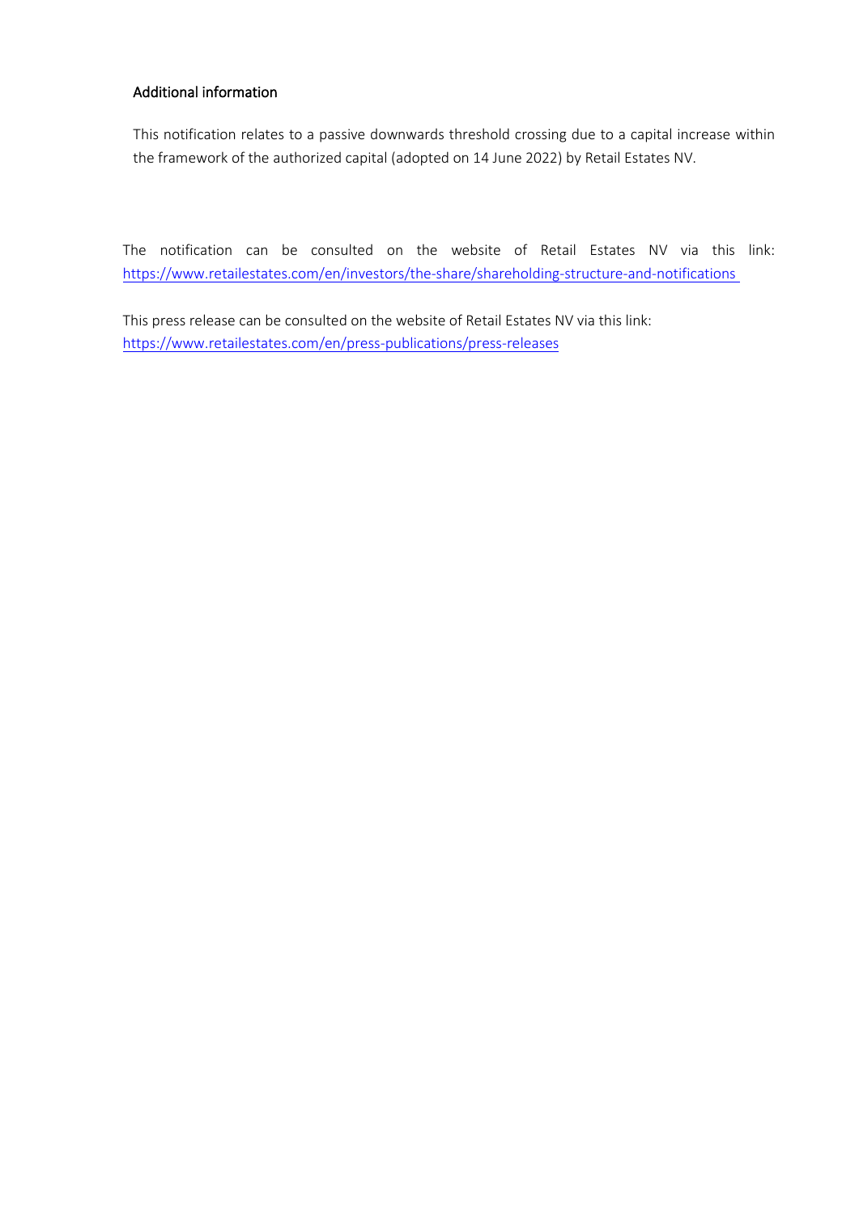### Additional information

This notification relates to a passive downwards threshold crossing due to a capital increase within the framework of the authorized capital (adopted on 14 June 2022) by Retail Estates NV.

The notification can be consulted on the website of Retail Estates NV via this link: https://www.retailestates.com/en/investors/the-share/shareholding-structure-and-notifications

This press release can be consulted on the website of Retail Estates NV via this link: https://www.retailestates.com/en/press-publications/press-releases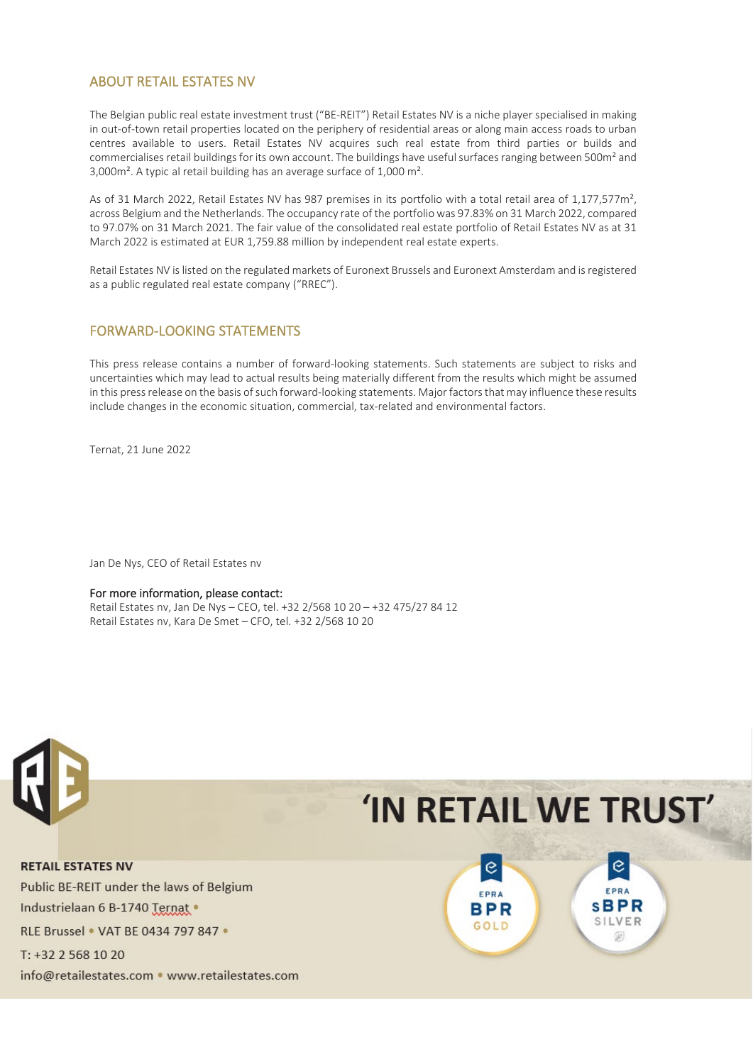## ABOUT RETAIL ESTATES NV

The Belgian public real estate investment trust ("BE-REIT") Retail Estates NV is a niche player specialised in making in out-of-town retail properties located on the periphery of residential areas or along main access roads to urban centres available to users. Retail Estates NV acquires such real estate from third parties or builds and commercialises retail buildings for its own account. The buildings have useful surfaces ranging between 500m² and 3,000m². A typic al retail building has an average surface of 1,000 m².

As of 31 March 2022, Retail Estates NV has 987 premises in its portfolio with a total retail area of 1,177,577m², across Belgium and the Netherlands. The occupancy rate of the portfolio was 97.83% on 31 March 2022, compared to 97.07% on 31 March 2021. The fair value of the consolidated real estate portfolio of Retail Estates NV as at 31 March 2022 is estimated at EUR 1,759.88 million by independent real estate experts.

Retail Estates NV is listed on the regulated markets of Euronext Brussels and Euronext Amsterdam and is registered as a public regulated real estate company ("RREC").

## FORWARD-LOOKING STATEMENTS

This press release contains a number of forward-looking statements. Such statements are subject to risks and uncertainties which may lead to actual results being materially different from the results which might be assumed in this press release on the basis of such forward-looking statements. Major factors that may influence these results include changes in the economic situation, commercial, tax-related and environmental factors.

Ternat, 21 June 2022

Jan De Nys, CEO of Retail Estates nv

**For more information, please contact:**
Retail Estates nv, Jan De Nys – CEO, tel. +32 2/568 10 20 – +32 475/27 84 12
Retail Estates nv, Kara De Smet – CFO, tel. +32 2/568 10 20

'IN RETAIL WE TRUST'

**RETAIL ESTATES NV**
Public BE-REIT under the laws of Belgium
Industrielaan 6 B-1740 Ternat •
RLE Brussel • VAT BE 0434 797 847 •
T: +32 2 568 10 20
info@retailestates.com • www.retailestates.com

EPRA BPR GOLD

EPRA sBPR SILVER